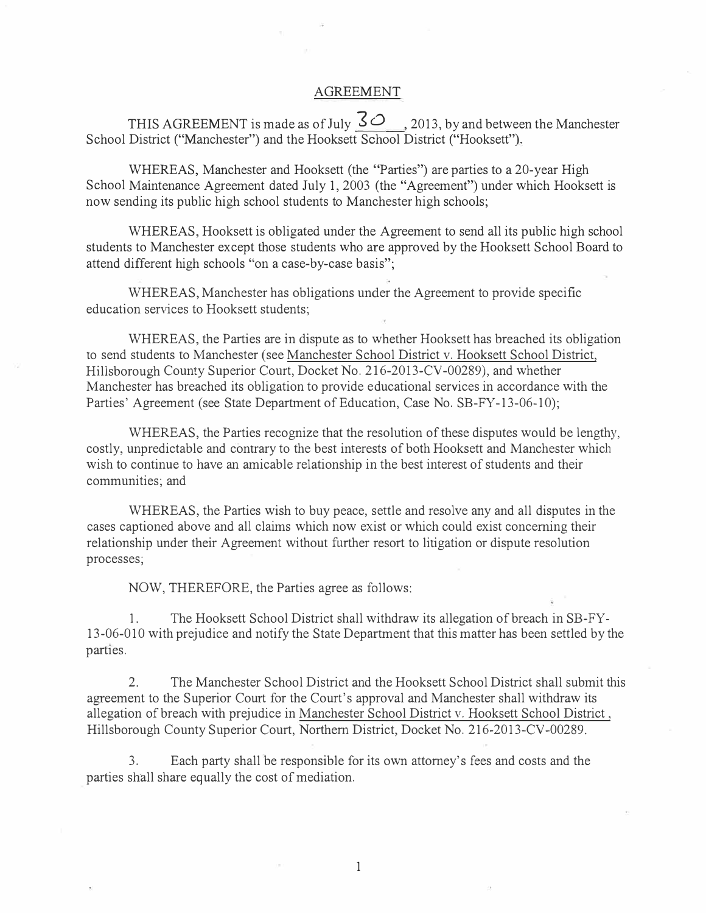# AGREEMENT

THIS AGREEMENT is made as of July 30, 2013, by and between the Manchester School District ("Manchester") and the Hooksett School District ("Hooksett").

WHEREAS, Manchester and Hooksett (the "Parties") are parties to a 20-year High School Maintenance Agreement dated July 1, 2003 (the "Agreement") under which Hooksett is now sending its public high school students to Manchester high schools;

WHEREAS, Hooksett is obligated under the Agreement to send all its public high school students to Manchester except those students who are approved by the Hooksett School Board to attend different high schools "on a case-by-case basis";

WHEREAS, Manchester has obligations under the Agreement to provide specific education services to Hooksett students;

WHEREAS, the Parties are in dispute as to whether Hooksett has breached its obligation to send students to Manchester (see Manchester School District v. Hooksett School District, Hillsborough County Superior Court, Docket No. 216-2013-CV-00289), and whether Manchester has breached its obligation to provide educational services in accordance with the Parties' Agreement (see State Department of Education, Case No. SB-FY-13-06-10);

WHEREAS, the Parties recognize that the resolution of these disputes would be lengthy, costly, unpredictable and contrary to the best interests of both Hooksett and Manchester which wish to continue to have an amicable relationship in the best interest of students and their communities; and

WHEREAS, the Parties wish to buy peace, settle and resolve any and all disputes in the cases captioned above and all claims which now exist or which could exist concerning their relationship under their Agreement without further resort to litigation or dispute resolution processes;

NOW, THEREFORE, the Parties agree as follows:

1. The Hooksett School District shall withdraw its allegation of breach in SB-FY-13-06-010 with prejudice and notify the State Department that this matter has been settled by the parties.

2. The Manchester School District and the Hooksett School District shall submit this agreement to the Superior Court for the Court's approval and Manchester shall withdraw its allegation of breach with prejudice in Manchester School District v. Hooksett School District, Hillsborough County Superior Court, Northern District, Docket No. 216-2013-CV-00289.

3. Each party shall be responsible for its own attorney's fees and costs and the parties shall share equally the cost of mediation.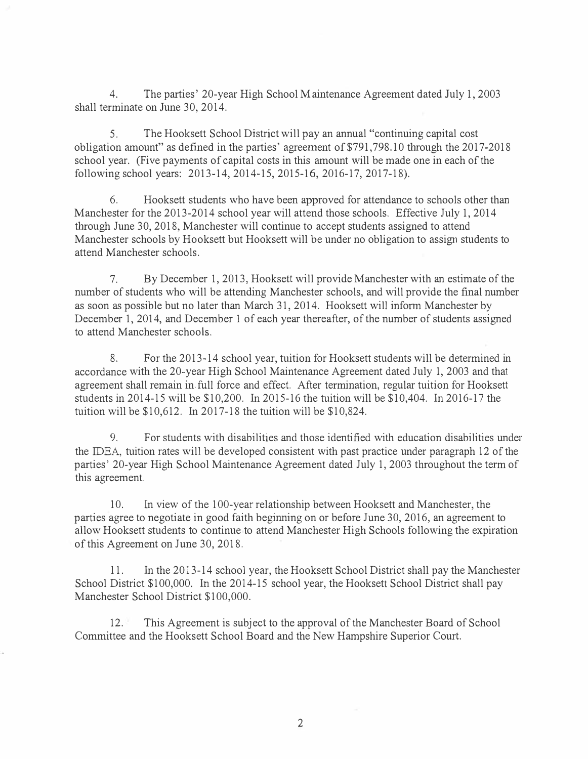4. The parties' 20-year High School Maintenance Agreement dated July 1, 2003 shall terminate on June 30, 2014.

5. The Hooksett School District will pay an annual "continuing capital cost obligation amount" as defined in the parties' agreement of $791,798.10 through the 2017-2018 school year. (Five payments of capital costs in this amount will be made one in each of the following school years: 2013-14, 2014-15, 2015-16, 2016-17, 2017-18).

6. Hooksett students who have been approved for attendance to schools other than Manchester for the 2013-2014 school year will attend those schools. Effective July 1, 2014 through June 30, 2018, Manchester will continue to accept students assigned to attend Manchester schools by Hooksett but Hooksett will be under no obligation to assign students to attend Manchester schools.

7. By December 1, 2013, Hooksett will provide Manchester with an estimate of the number of students who will be attending Manchester schools, and will provide the final number as soon as possible but no later than March 31, 2014. Hooksett will inform Manchester by December 1, 2014, and December 1 of each year thereafter, of the number of students assigned to attend Manchester schools.

8. For the 2013-14 school year, tuition for Hooksett students will be determined in accordance with the 20-year High School Maintenance Agreement dated July 1, 2003 and that agreement shall remain in full force and effect. After termination, regular tuition for Hooksett students in 2014-15 will be $10,200. In 2015-16 the tuition will be $10,404. In 2016-17 the tuition will be $10,612. In 2017-18 the tuition will be $10,824.

9. For students with disabilities and those identified with education disabilities under the IDEA, tuition rates will be developed consistent with past practice under paragraph 12 of the parties' 20-year High School Maintenance Agreement dated July 1, 2003 throughout the term of this agreement.

10. In view of the 100-year relationship between Hooksett and Manchester, the parties agree to negotiate in good faith beginning on or before June 30, 2016, an agreement to allow Hooksett students to continue to attend Manchester High Schools following the expiration of this Agreement on June 30, 2018.

11. In the 2013-14 school year, the Hooksett School District shall pay the Manchester School District $100,000. In the 2014-15 school year, the Hooksett School District shall pay Manchester School District $100,000.

12. This Agreement is subject to the approval of the Manchester Board of School Committee and the Hooksett School Board and the New Hampshire Superior Court.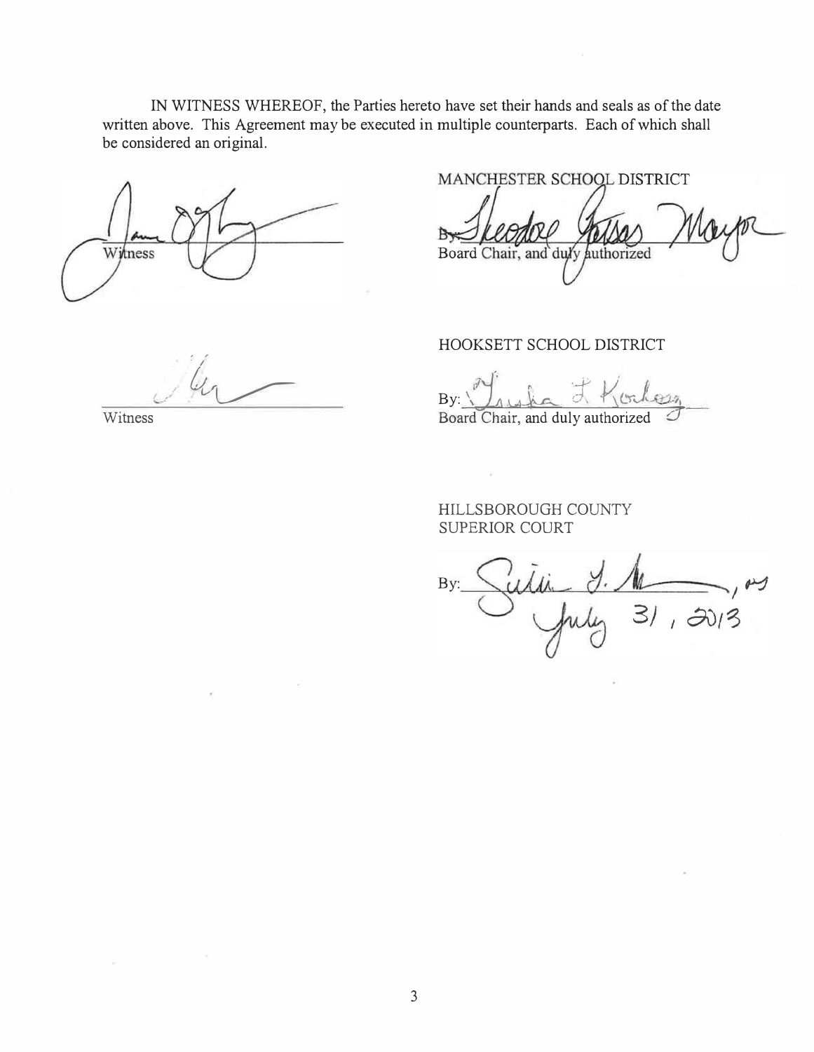IN WITNESS WHEREOF, the Parties hereto have set their hands and seals as of the date written above. This Agreement may be executed in multiple counterparts. Each of which shall be considered an original.

Witness

MANCHESTER SCHOOL DISTRICT

By: Theodore Gatsas Mayor
Board Chair, and duly authorized

Witness

HOOKSETT SCHOOL DISTRICT

By:
Board Chair, and duly authorized

HILLSBOROUGH COUNTY
SUPERIOR COURT

By: , as
July 31, 2013